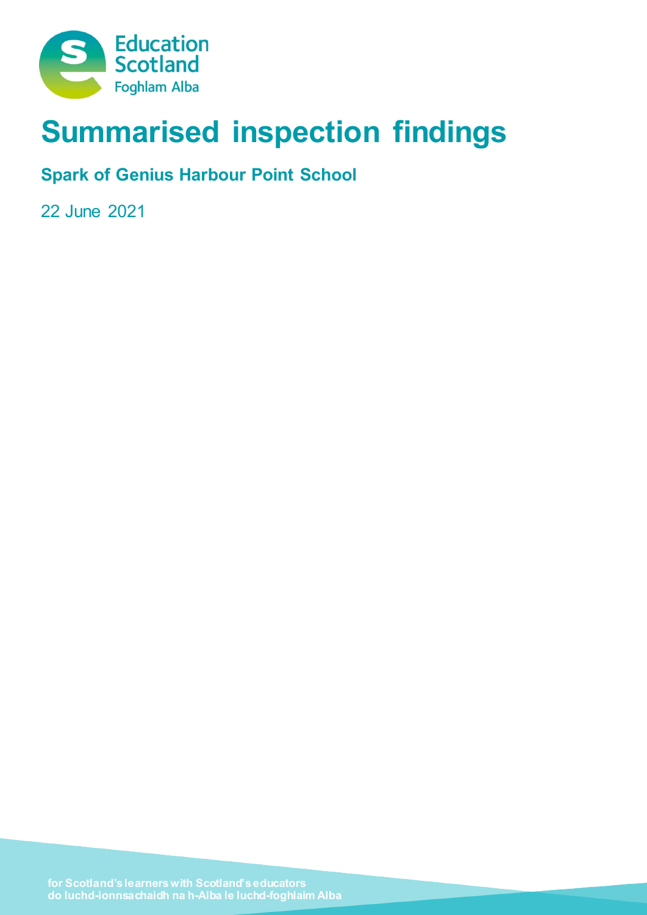# Summarised inspection findings

## Spark of Genius Harbour Point School

22 June 2021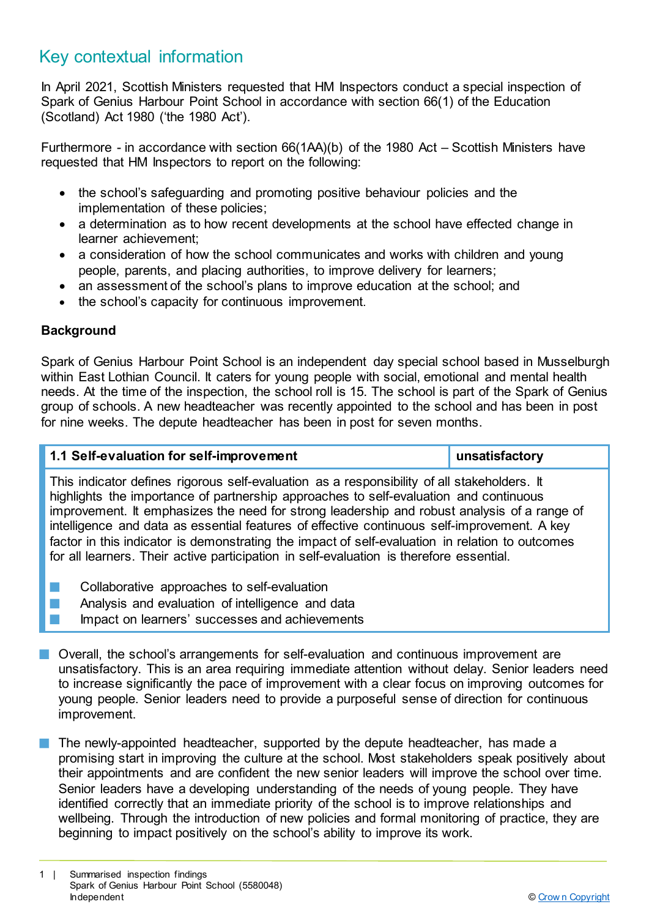## Key contextual information

In April 2021, Scottish Ministers requested that HM Inspectors conduct a special inspection of Spark of Genius Harbour Point School in accordance with section 66(1) of the Education (Scotland) Act 1980 ('the 1980 Act').

Furthermore - in accordance with section 66(1AA)(b) of the 1980 Act – Scottish Ministers have requested that HM Inspectors to report on the following:

- the school's safeguarding and promoting positive behaviour policies and the implementation of these policies;
- a determination as to how recent developments at the school have effected change in learner achievement;
- a consideration of how the school communicates and works with children and young people, parents, and placing authorities, to improve delivery for learners;
- an assessment of the school's plans to improve education at the school; and
- the school's capacity for continuous improvement.

**Background**

Spark of Genius Harbour Point School is an independent day special school based in Musselburgh within East Lothian Council. It caters for young people with social, emotional and mental health needs. At the time of the inspection, the school roll is 15. The school is part of the Spark of Genius group of schools. A new headteacher was recently appointed to the school and has been in post for nine weeks. The depute headteacher has been in post for seven months.

| 1.1 Self-evaluation for self-improvement | unsatisfactory |
|---|---|
| This indicator defines rigorous self-evaluation as a responsibility of all stakeholders. It highlights the importance of partnership approaches to self-evaluation and continuous improvement. It emphasizes the need for strong leadership and robust analysis of a range of intelligence and data as essential features of effective continuous self-improvement. A key factor in this indicator is demonstrating the impact of self-evaluation in relation to outcomes for all learners. Their active participation in self-evaluation is therefore essential.<br><br>- Collaborative approaches to self-evaluation<br>- Analysis and evaluation of intelligence and data<br>- Impact on learners' successes and achievements | |

- Overall, the school's arrangements for self-evaluation and continuous improvement are unsatisfactory. This is an area requiring immediate attention without delay. Senior leaders need to increase significantly the pace of improvement with a clear focus on improving outcomes for young people. Senior leaders need to provide a purposeful sense of direction for continuous improvement.

- The newly-appointed headteacher, supported by the depute headteacher, has made a promising start in improving the culture at the school. Most stakeholders speak positively about their appointments and are confident the new senior leaders will improve the school over time. Senior leaders have a developing understanding of the needs of young people. They have identified correctly that an immediate priority of the school is to improve relationships and wellbeing. Through the introduction of new policies and formal monitoring of practice, they are beginning to impact positively on the school's ability to improve its work.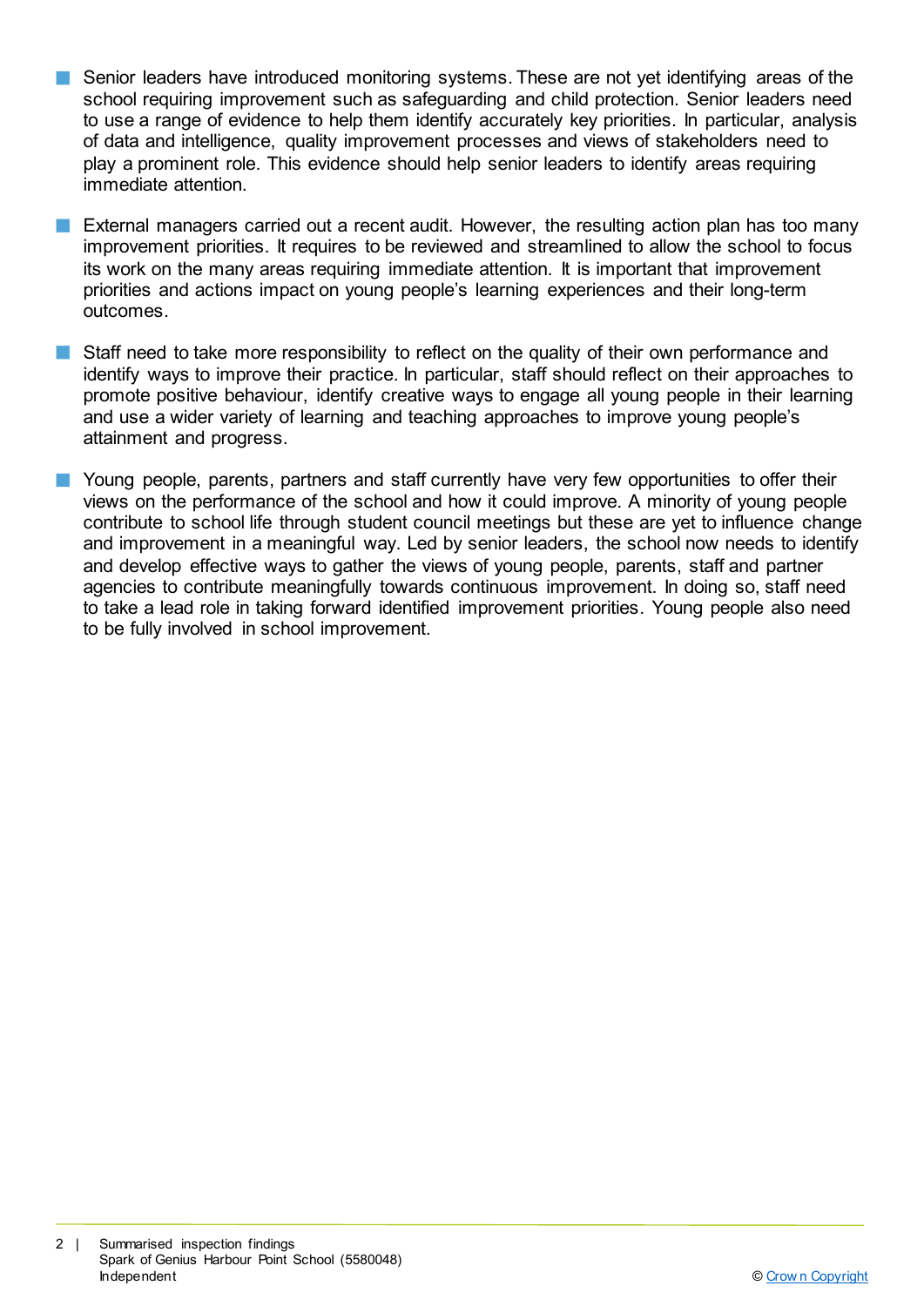- Senior leaders have introduced monitoring systems. These are not yet identifying areas of the school requiring improvement such as safeguarding and child protection. Senior leaders need to use a range of evidence to help them identify accurately key priorities. In particular, analysis of data and intelligence, quality improvement processes and views of stakeholders need to play a prominent role. This evidence should help senior leaders to identify areas requiring immediate attention.

- External managers carried out a recent audit. However, the resulting action plan has too many improvement priorities. It requires to be reviewed and streamlined to allow the school to focus its work on the many areas requiring immediate attention. It is important that improvement priorities and actions impact on young people's learning experiences and their long-term outcomes.

- Staff need to take more responsibility to reflect on the quality of their own performance and identify ways to improve their practice. In particular, staff should reflect on their approaches to promote positive behaviour, identify creative ways to engage all young people in their learning and use a wider variety of learning and teaching approaches to improve young people's attainment and progress.

- Young people, parents, partners and staff currently have very few opportunities to offer their views on the performance of the school and how it could improve. A minority of young people contribute to school life through student council meetings but these are yet to influence change and improvement in a meaningful way. Led by senior leaders, the school now needs to identify and develop effective ways to gather the views of young people, parents, staff and partner agencies to contribute meaningfully towards continuous improvement. In doing so, staff need to take a lead role in taking forward identified improvement priorities. Young people also need to be fully involved in school improvement.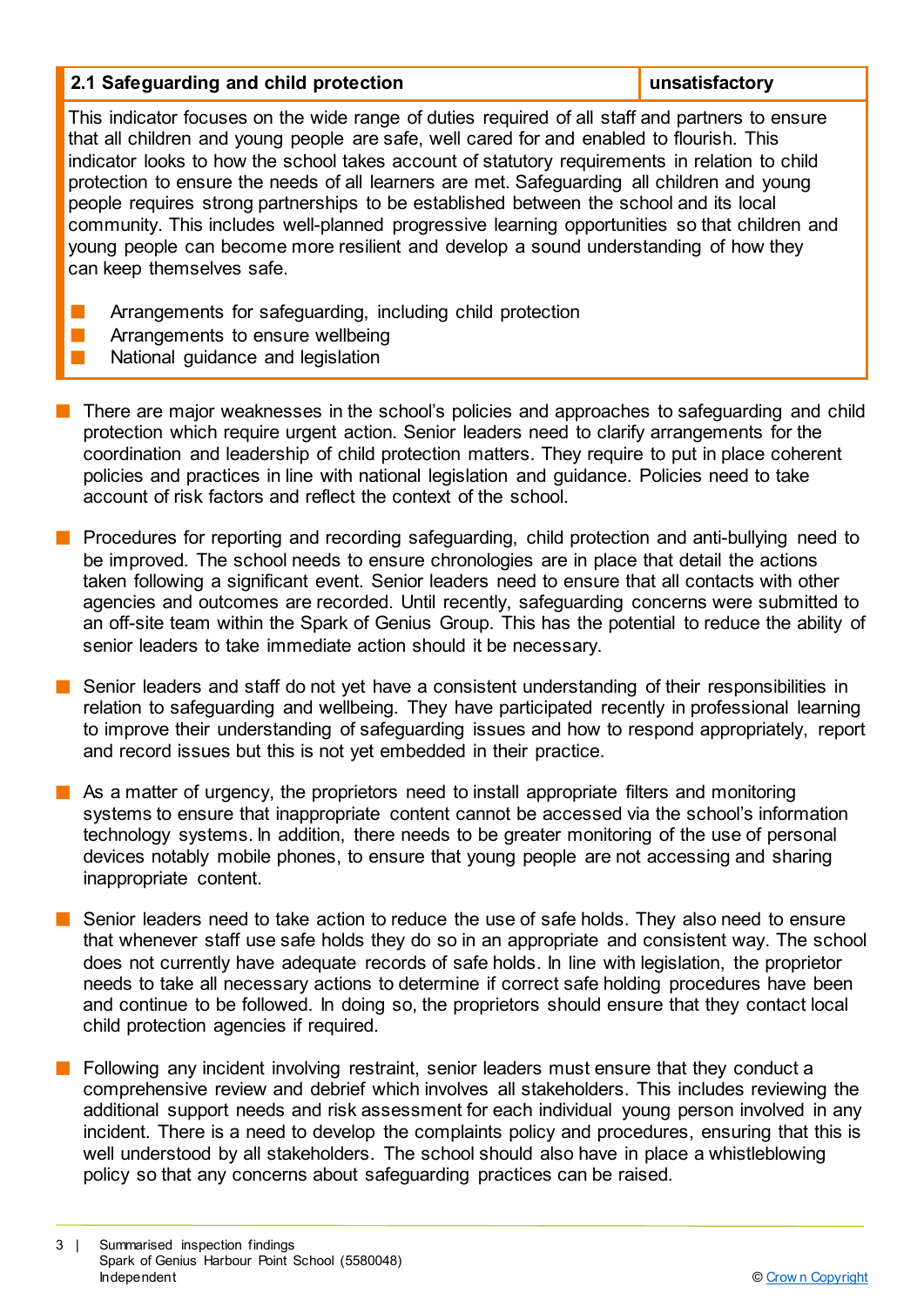| 2.1 Safeguarding and child protection | unsatisfactory |
|---|---|

This indicator focuses on the wide range of duties required of all staff and partners to ensure that all children and young people are safe, well cared for and enabled to flourish. This indicator looks to how the school takes account of statutory requirements in relation to child protection to ensure the needs of all learners are met. Safeguarding all children and young people requires strong partnerships to be established between the school and its local community. This includes well-planned progressive learning opportunities so that children and young people can become more resilient and develop a sound understanding of how they can keep themselves safe.

- Arrangements for safeguarding, including child protection
- Arrangements to ensure wellbeing
- National guidance and legislation

- There are major weaknesses in the school's policies and approaches to safeguarding and child protection which require urgent action. Senior leaders need to clarify arrangements for the coordination and leadership of child protection matters. They require to put in place coherent policies and practices in line with national legislation and guidance. Policies need to take account of risk factors and reflect the context of the school.

- Procedures for reporting and recording safeguarding, child protection and anti-bullying need to be improved. The school needs to ensure chronologies are in place that detail the actions taken following a significant event. Senior leaders need to ensure that all contacts with other agencies and outcomes are recorded. Until recently, safeguarding concerns were submitted to an off-site team within the Spark of Genius Group. This has the potential to reduce the ability of senior leaders to take immediate action should it be necessary.

- Senior leaders and staff do not yet have a consistent understanding of their responsibilities in relation to safeguarding and wellbeing. They have participated recently in professional learning to improve their understanding of safeguarding issues and how to respond appropriately, report and record issues but this is not yet embedded in their practice.

- As a matter of urgency, the proprietors need to install appropriate filters and monitoring systems to ensure that inappropriate content cannot be accessed via the school's information technology systems. In addition, there needs to be greater monitoring of the use of personal devices notably mobile phones, to ensure that young people are not accessing and sharing inappropriate content.

- Senior leaders need to take action to reduce the use of safe holds. They also need to ensure that whenever staff use safe holds they do so in an appropriate and consistent way. The school does not currently have adequate records of safe holds. In line with legislation, the proprietor needs to take all necessary actions to determine if correct safe holding procedures have been and continue to be followed. In doing so, the proprietors should ensure that they contact local child protection agencies if required.

- Following any incident involving restraint, senior leaders must ensure that they conduct a comprehensive review and debrief which involves all stakeholders. This includes reviewing the additional support needs and risk assessment for each individual young person involved in any incident. There is a need to develop the complaints policy and procedures, ensuring that this is well understood by all stakeholders. The school should also have in place a whistleblowing policy so that any concerns about safeguarding practices can be raised.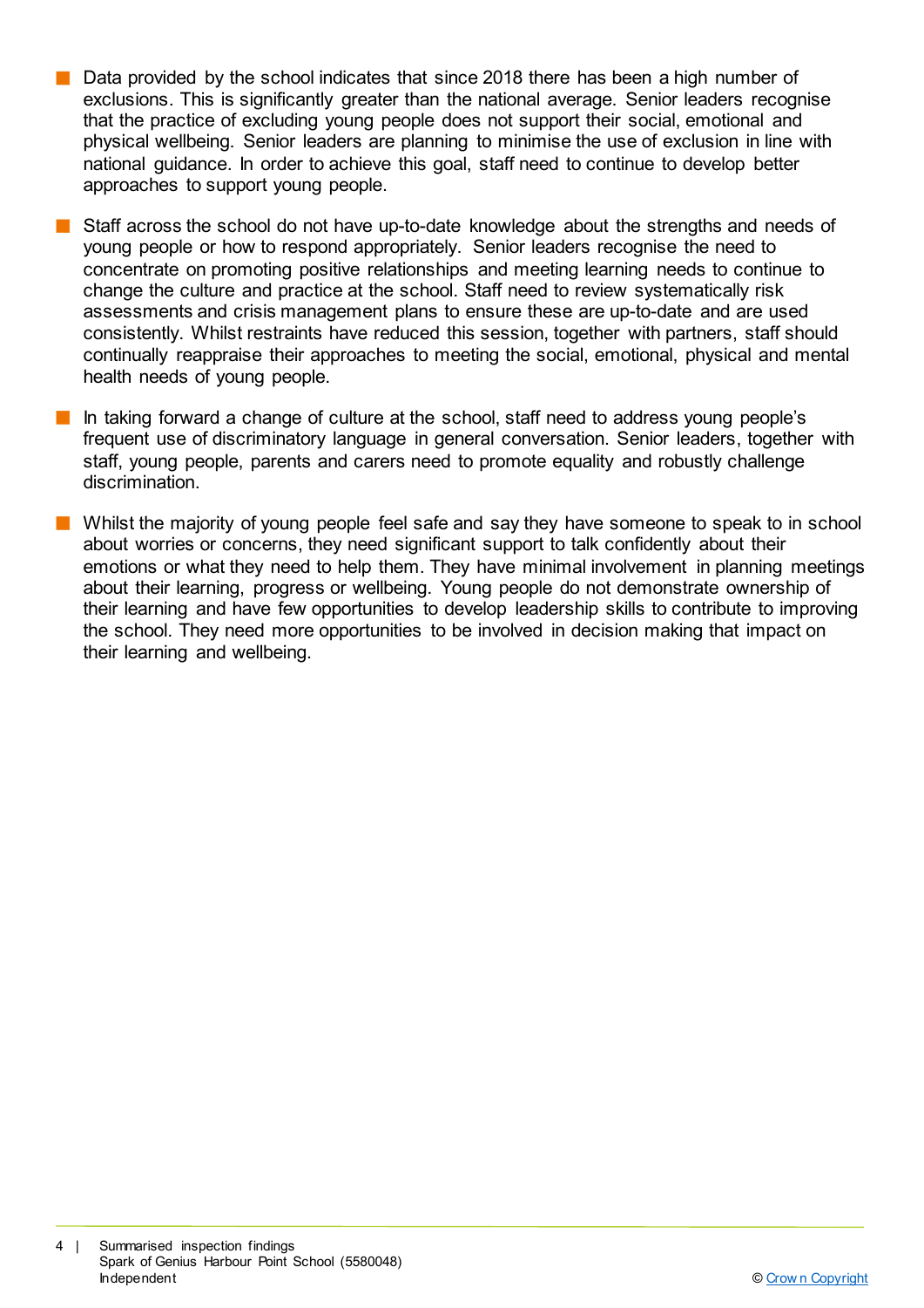- Data provided by the school indicates that since 2018 there has been a high number of exclusions. This is significantly greater than the national average. Senior leaders recognise that the practice of excluding young people does not support their social, emotional and physical wellbeing. Senior leaders are planning to minimise the use of exclusion in line with national guidance. In order to achieve this goal, staff need to continue to develop better approaches to support young people.

- Staff across the school do not have up-to-date knowledge about the strengths and needs of young people or how to respond appropriately. Senior leaders recognise the need to concentrate on promoting positive relationships and meeting learning needs to continue to change the culture and practice at the school. Staff need to review systematically risk assessments and crisis management plans to ensure these are up-to-date and are used consistently. Whilst restraints have reduced this session, together with partners, staff should continually reappraise their approaches to meeting the social, emotional, physical and mental health needs of young people.

- In taking forward a change of culture at the school, staff need to address young people's frequent use of discriminatory language in general conversation. Senior leaders, together with staff, young people, parents and carers need to promote equality and robustly challenge discrimination.

- Whilst the majority of young people feel safe and say they have someone to speak to in school about worries or concerns, they need significant support to talk confidently about their emotions or what they need to help them. They have minimal involvement in planning meetings about their learning, progress or wellbeing. Young people do not demonstrate ownership of their learning and have few opportunities to develop leadership skills to contribute to improving the school. They need more opportunities to be involved in decision making that impact on their learning and wellbeing.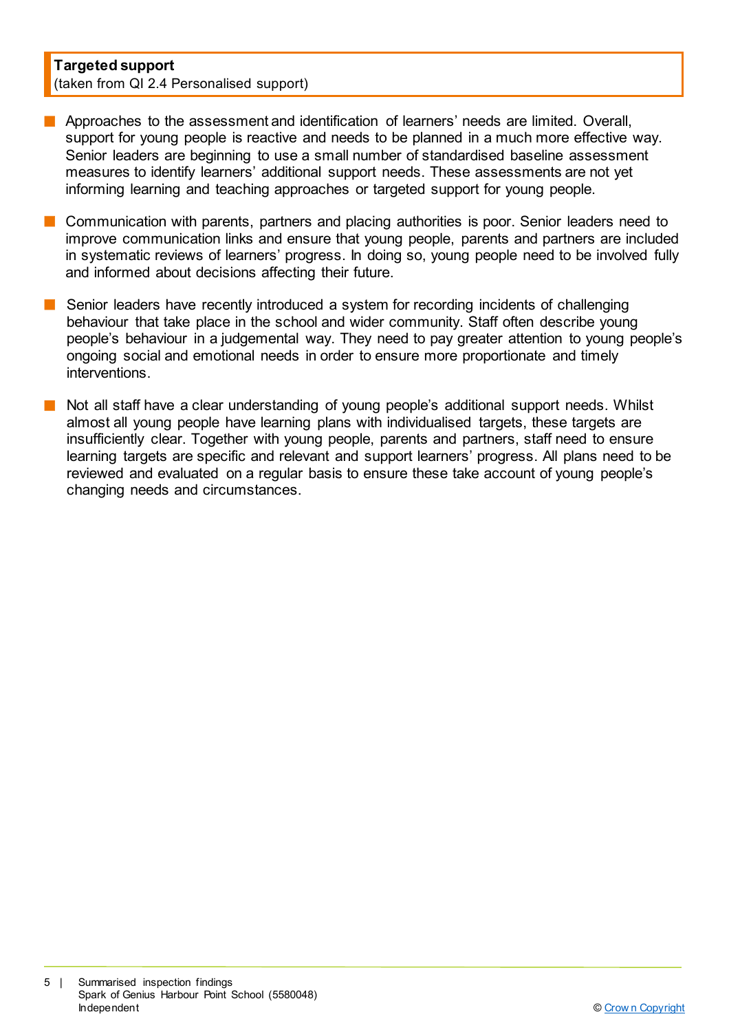**Targeted support**
(taken from QI 2.4 Personalised support)

- Approaches to the assessment and identification of learners' needs are limited. Overall, support for young people is reactive and needs to be planned in a much more effective way. Senior leaders are beginning to use a small number of standardised baseline assessment measures to identify learners' additional support needs. These assessments are not yet informing learning and teaching approaches or targeted support for young people.

- Communication with parents, partners and placing authorities is poor. Senior leaders need to improve communication links and ensure that young people, parents and partners are included in systematic reviews of learners' progress. In doing so, young people need to be involved fully and informed about decisions affecting their future.

- Senior leaders have recently introduced a system for recording incidents of challenging behaviour that take place in the school and wider community. Staff often describe young people's behaviour in a judgemental way. They need to pay greater attention to young people's ongoing social and emotional needs in order to ensure more proportionate and timely interventions.

- Not all staff have a clear understanding of young people's additional support needs. Whilst almost all young people have learning plans with individualised targets, these targets are insufficiently clear. Together with young people, parents and partners, staff need to ensure learning targets are specific and relevant and support learners' progress. All plans need to be reviewed and evaluated on a regular basis to ensure these take account of young people's changing needs and circumstances.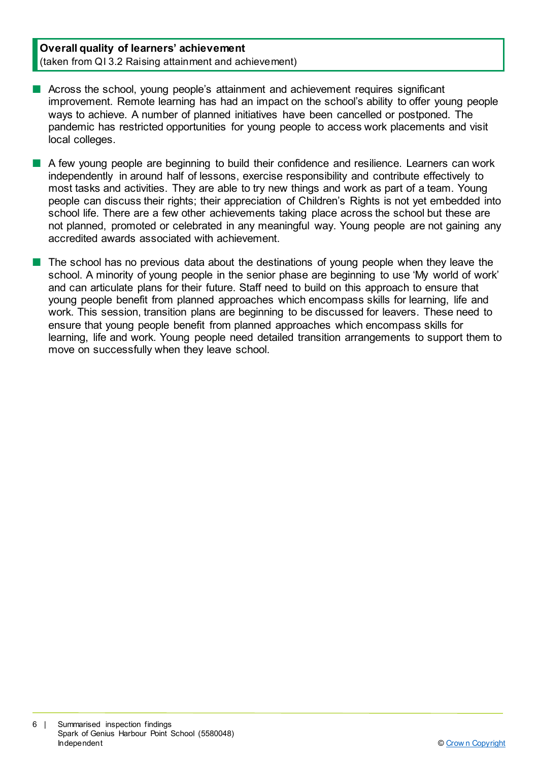**Overall quality of learners' achievement**
(taken from QI 3.2 Raising attainment and achievement)

- Across the school, young people's attainment and achievement requires significant improvement. Remote learning has had an impact on the school's ability to offer young people ways to achieve. A number of planned initiatives have been cancelled or postponed. The pandemic has restricted opportunities for young people to access work placements and visit local colleges.

- A few young people are beginning to build their confidence and resilience. Learners can work independently in around half of lessons, exercise responsibility and contribute effectively to most tasks and activities. They are able to try new things and work as part of a team. Young people can discuss their rights; their appreciation of Children's Rights is not yet embedded into school life. There are a few other achievements taking place across the school but these are not planned, promoted or celebrated in any meaningful way. Young people are not gaining any accredited awards associated with achievement.

- The school has no previous data about the destinations of young people when they leave the school. A minority of young people in the senior phase are beginning to use 'My world of work' and can articulate plans for their future. Staff need to build on this approach to ensure that young people benefit from planned approaches which encompass skills for learning, life and work. This session, transition plans are beginning to be discussed for leavers. These need to ensure that young people benefit from planned approaches which encompass skills for learning, life and work. Young people need detailed transition arrangements to support them to move on successfully when they leave school.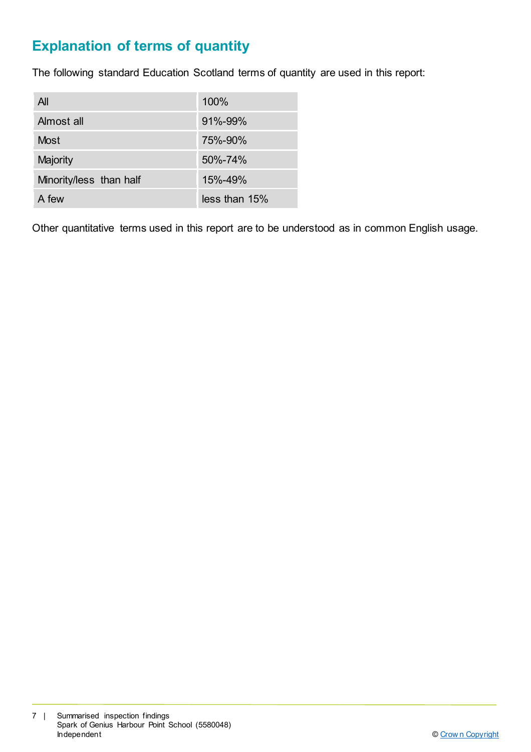## Explanation of terms of quantity

The following standard Education Scotland terms of quantity are used in this report:

| | |
|---|---|
| All | 100% |
| Almost all | 91%-99% |
| Most | 75%-90% |
| Majority | 50%-74% |
| Minority/less than half | 15%-49% |
| A few | less than 15% |

Other quantitative terms used in this report are to be understood as in common English usage.